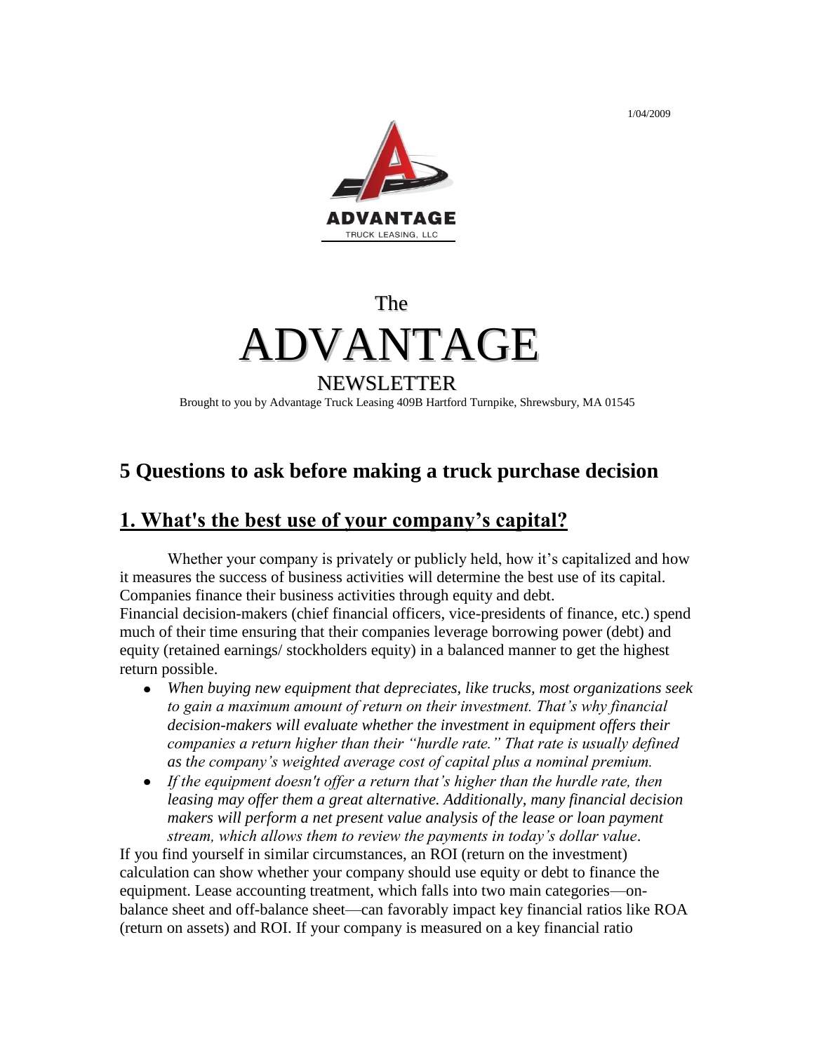1/04/2009

ADVANTAGE
TRUCK LEASING, LLC

The

# ADVANTAGE

NEWSLETTER

Brought to you by Advantage Truck Leasing 409B Hartford Turnpike, Shrewsbury, MA 01545

## 5 Questions to ask before making a truck purchase decision

## 1. What's the best use of your company's capital?

Whether your company is privately or publicly held, how it's capitalized and how it measures the success of business activities will determine the best use of its capital. Companies finance their business activities through equity and debt. Financial decision-makers (chief financial officers, vice-presidents of finance, etc.) spend much of their time ensuring that their companies leverage borrowing power (debt) and equity (retained earnings/ stockholders equity) in a balanced manner to get the highest return possible.

- *When buying new equipment that depreciates, like trucks, most organizations seek to gain a maximum amount of return on their investment. That's why financial decision-makers will evaluate whether the investment in equipment offers their companies a return higher than their "hurdle rate." That rate is usually defined as the company's weighted average cost of capital plus a nominal premium.*
- *If the equipment doesn't offer a return that's higher than the hurdle rate, then leasing may offer them a great alternative. Additionally, many financial decision makers will perform a net present value analysis of the lease or loan payment stream, which allows them to review the payments in today's dollar value.*

If you find yourself in similar circumstances, an ROI (return on the investment) calculation can show whether your company should use equity or debt to finance the equipment. Lease accounting treatment, which falls into two main categories—on-balance sheet and off-balance sheet—can favorably impact key financial ratios like ROA (return on assets) and ROI. If your company is measured on a key financial ratio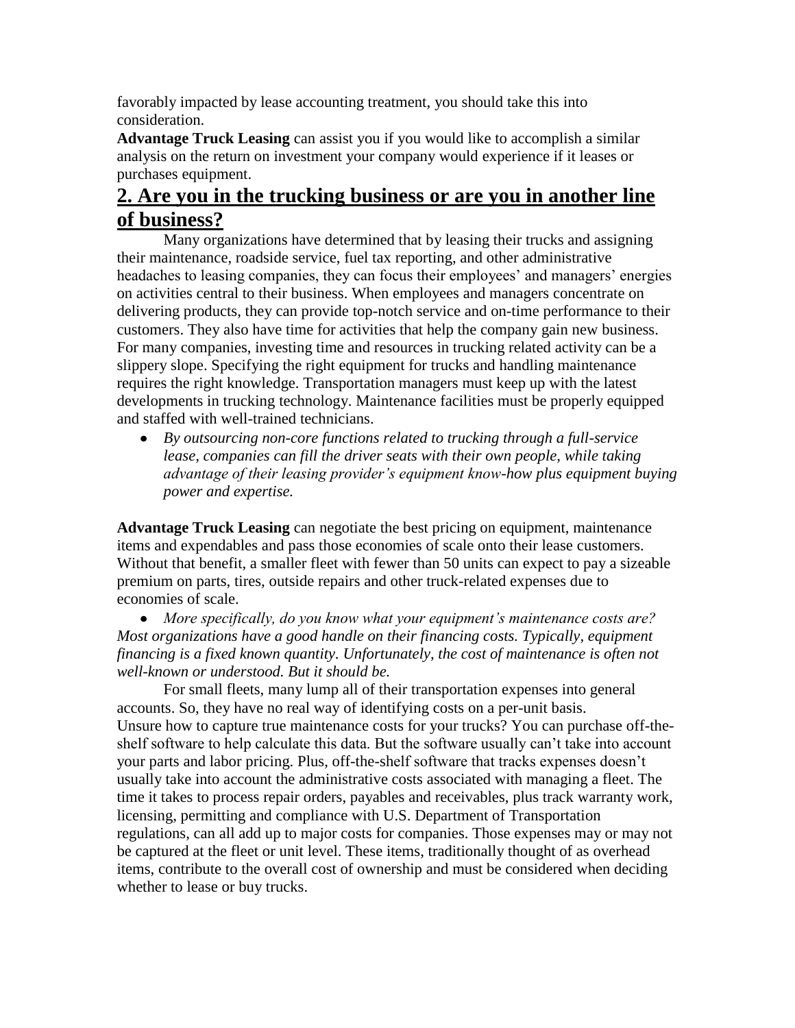favorably impacted by lease accounting treatment, you should take this into consideration.

**Advantage Truck Leasing** can assist you if you would like to accomplish a similar analysis on the return on investment your company would experience if it leases or purchases equipment.

## 2. Are you in the trucking business or are you in another line of business?

Many organizations have determined that by leasing their trucks and assigning their maintenance, roadside service, fuel tax reporting, and other administrative headaches to leasing companies, they can focus their employees' and managers' energies on activities central to their business. When employees and managers concentrate on delivering products, they can provide top-notch service and on-time performance to their customers. They also have time for activities that help the company gain new business. For many companies, investing time and resources in trucking related activity can be a slippery slope. Specifying the right equipment for trucks and handling maintenance requires the right knowledge. Transportation managers must keep up with the latest developments in trucking technology. Maintenance facilities must be properly equipped and staffed with well-trained technicians.

- *By outsourcing non-core functions related to trucking through a full-service lease, companies can fill the driver seats with their own people, while taking advantage of their leasing provider's equipment know-how plus equipment buying power and expertise.*

**Advantage Truck Leasing** can negotiate the best pricing on equipment, maintenance items and expendables and pass those economies of scale onto their lease customers. Without that benefit, a smaller fleet with fewer than 50 units can expect to pay a sizeable premium on parts, tires, outside repairs and other truck-related expenses due to economies of scale.

- *More specifically, do you know what your equipment's maintenance costs are? Most organizations have a good handle on their financing costs. Typically, equipment financing is a fixed known quantity. Unfortunately, the cost of maintenance is often not well-known or understood. But it should be.*

For small fleets, many lump all of their transportation expenses into general accounts. So, they have no real way of identifying costs on a per-unit basis. Unsure how to capture true maintenance costs for your trucks? You can purchase off-the-shelf software to help calculate this data. But the software usually can't take into account your parts and labor pricing. Plus, off-the-shelf software that tracks expenses doesn't usually take into account the administrative costs associated with managing a fleet. The time it takes to process repair orders, payables and receivables, plus track warranty work, licensing, permitting and compliance with U.S. Department of Transportation regulations, can all add up to major costs for companies. Those expenses may or may not be captured at the fleet or unit level. These items, traditionally thought of as overhead items, contribute to the overall cost of ownership and must be considered when deciding whether to lease or buy trucks.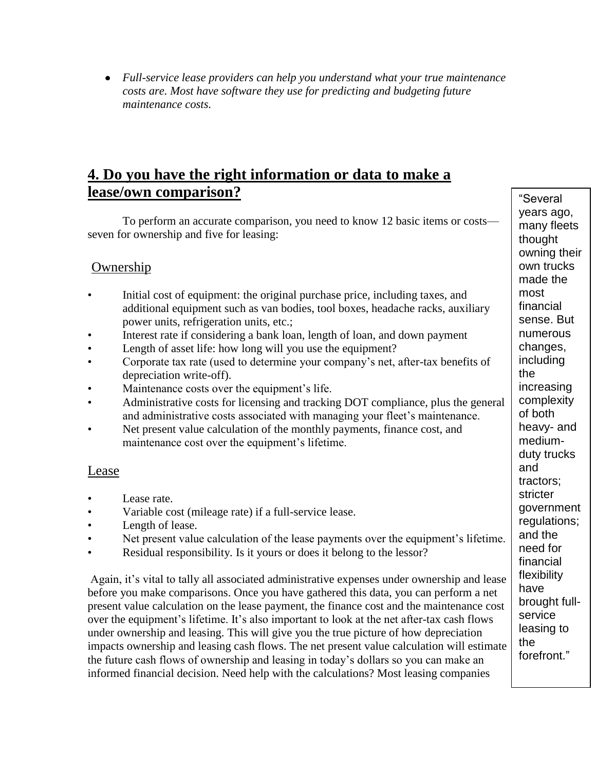- *Full-service lease providers can help you understand what your true maintenance costs are. Most have software they use for predicting and budgeting future maintenance costs.*

## 4. Do you have the right information or data to make a lease/own comparison?

To perform an accurate comparison, you need to know 12 basic items or costs—seven for ownership and five for leasing:

### Ownership

- Initial cost of equipment: the original purchase price, including taxes, and additional equipment such as van bodies, tool boxes, headache racks, auxiliary power units, refrigeration units, etc.;
- Interest rate if considering a bank loan, length of loan, and down payment
- Length of asset life: how long will you use the equipment?
- Corporate tax rate (used to determine your company's net, after-tax benefits of depreciation write-off).
- Maintenance costs over the equipment's life.
- Administrative costs for licensing and tracking DOT compliance, plus the general and administrative costs associated with managing your fleet's maintenance.
- Net present value calculation of the monthly payments, finance cost, and maintenance cost over the equipment's lifetime.

### Lease

- Lease rate.
- Variable cost (mileage rate) if a full-service lease.
- Length of lease.
- Net present value calculation of the lease payments over the equipment's lifetime.
- Residual responsibility. Is it yours or does it belong to the lessor?

Again, it's vital to tally all associated administrative expenses under ownership and lease before you make comparisons. Once you have gathered this data, you can perform a net present value calculation on the lease payment, the finance cost and the maintenance cost over the equipment's lifetime. It's also important to look at the net after-tax cash flows under ownership and leasing. This will give you the true picture of how depreciation impacts ownership and leasing cash flows. The net present value calculation will estimate the future cash flows of ownership and leasing in today's dollars so you can make an informed financial decision. Need help with the calculations? Most leasing companies

> "Several years ago, many fleets thought owning their own trucks made the most financial sense. But numerous changes, including the increasing complexity of both heavy- and medium-duty trucks and tractors; stricter government regulations; and the need for financial flexibility have brought full-service leasing to the forefront."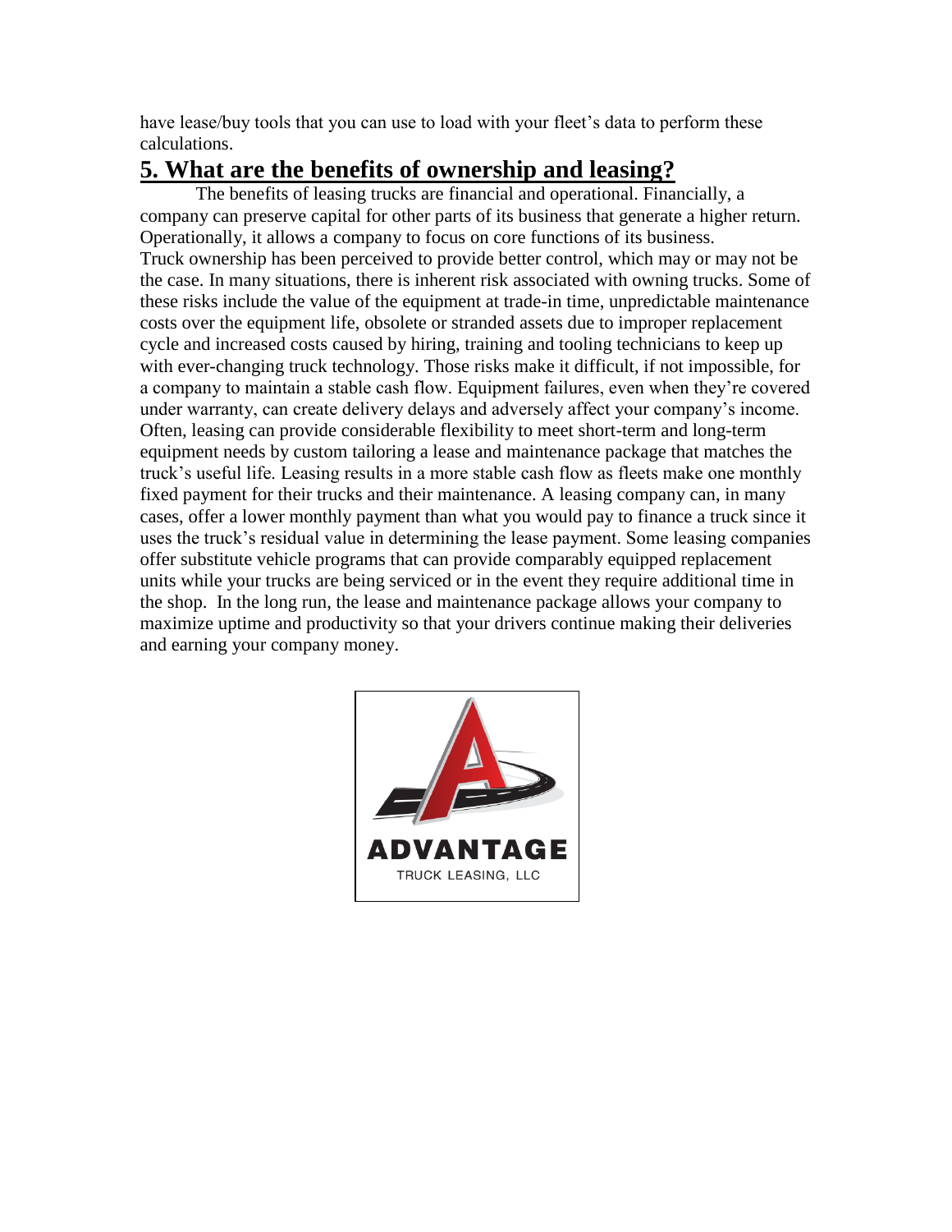have lease/buy tools that you can use to load with your fleet's data to perform these calculations.

## 5. What are the benefits of ownership and leasing?

The benefits of leasing trucks are financial and operational. Financially, a company can preserve capital for other parts of its business that generate a higher return. Operationally, it allows a company to focus on core functions of its business. Truck ownership has been perceived to provide better control, which may or may not be the case. In many situations, there is inherent risk associated with owning trucks. Some of these risks include the value of the equipment at trade-in time, unpredictable maintenance costs over the equipment life, obsolete or stranded assets due to improper replacement cycle and increased costs caused by hiring, training and tooling technicians to keep up with ever-changing truck technology. Those risks make it difficult, if not impossible, for a company to maintain a stable cash flow. Equipment failures, even when they're covered under warranty, can create delivery delays and adversely affect your company's income. Often, leasing can provide considerable flexibility to meet short-term and long-term equipment needs by custom tailoring a lease and maintenance package that matches the truck's useful life. Leasing results in a more stable cash flow as fleets make one monthly fixed payment for their trucks and their maintenance. A leasing company can, in many cases, offer a lower monthly payment than what you would pay to finance a truck since it uses the truck's residual value in determining the lease payment. Some leasing companies offer substitute vehicle programs that can provide comparably equipped replacement units while your trucks are being serviced or in the event they require additional time in the shop. In the long run, the lease and maintenance package allows your company to maximize uptime and productivity so that your drivers continue making their deliveries and earning your company money.

ADVANTAGE
TRUCK LEASING, LLC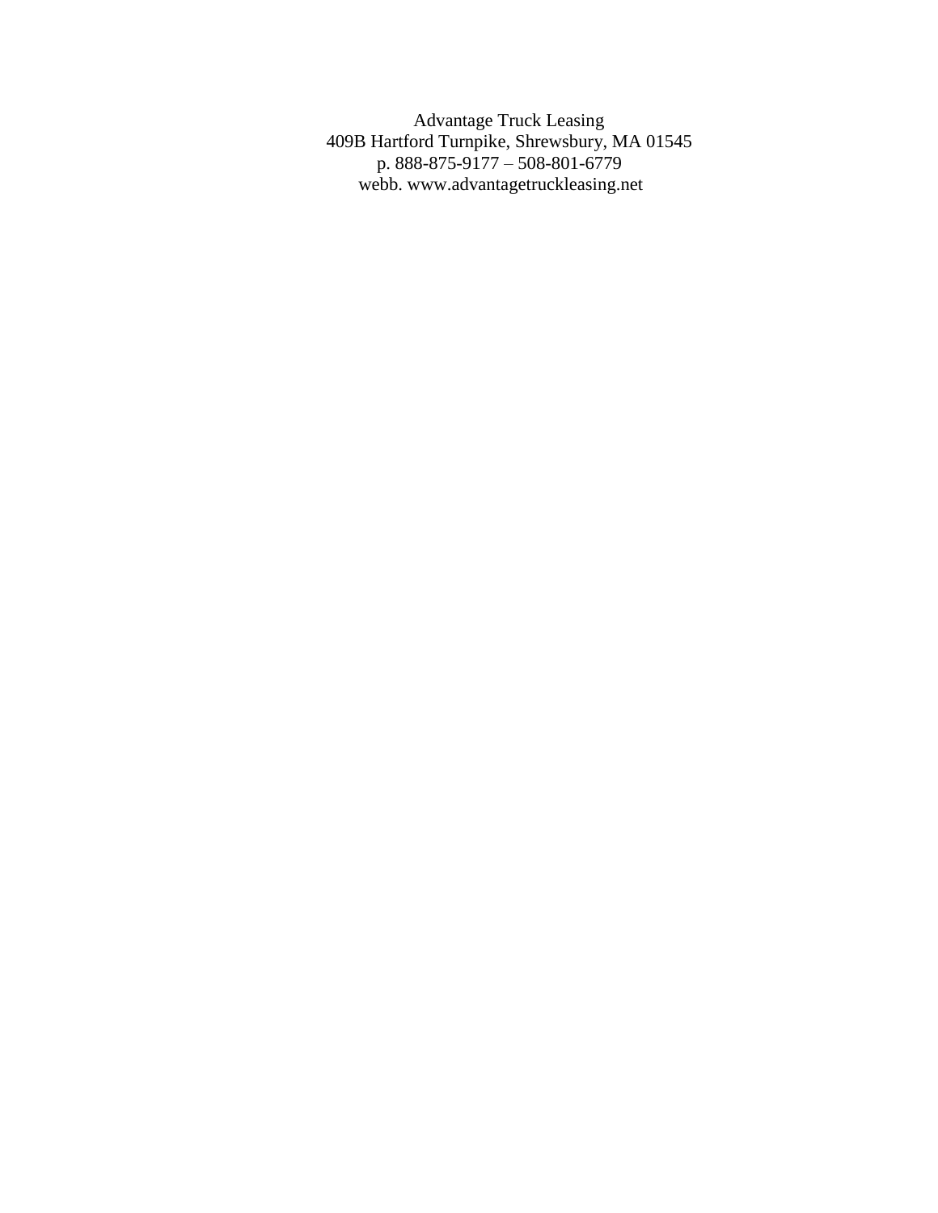Advantage Truck Leasing
409B Hartford Turnpike, Shrewsbury, MA 01545
p. 888-875-9177 – 508-801-6779
webb. www.advantagetruckleasing.net